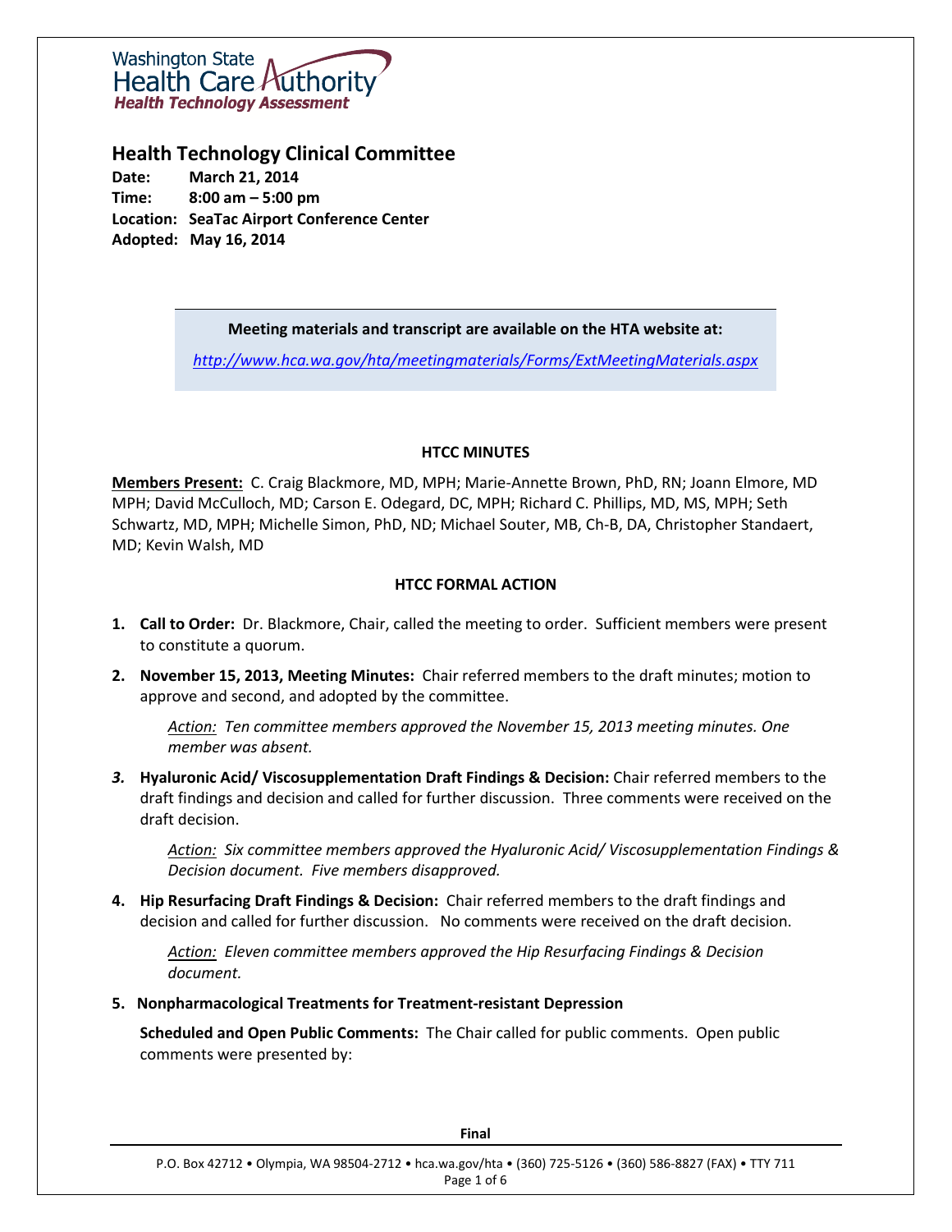Washington State Health Care Authority
Health Technology Assessment

# Health Technology Clinical Committee

**Date:** March 21, 2014
**Time:** 8:00 am – 5:00 pm
**Location:** SeaTac Airport Conference Center
**Adopted:** May 16, 2014

**Meeting materials and transcript are available on the HTA website at:**

*http://www.hca.wa.gov/hta/meetingmaterials/Forms/ExtMeetingMaterials.aspx*

## HTCC MINUTES

**Members Present:** C. Craig Blackmore, MD, MPH; Marie-Annette Brown, PhD, RN; Joann Elmore, MD MPH; David McCulloch, MD; Carson E. Odegard, DC, MPH; Richard C. Phillips, MD, MS, MPH; Seth Schwartz, MD, MPH; Michelle Simon, PhD, ND; Michael Souter, MB, Ch-B, DA, Christopher Standaert, MD; Kevin Walsh, MD

## HTCC FORMAL ACTION

1. **Call to Order:** Dr. Blackmore, Chair, called the meeting to order. Sufficient members were present to constitute a quorum.

2. **November 15, 2013, Meeting Minutes:** Chair referred members to the draft minutes; motion to approve and second, and adopted by the committee.

   *Action: Ten committee members approved the November 15, 2013 meeting minutes. One member was absent.*

3. **Hyaluronic Acid/ Viscosupplementation Draft Findings & Decision:** Chair referred members to the draft findings and decision and called for further discussion. Three comments were received on the draft decision.

   *Action: Six committee members approved the Hyaluronic Acid/ Viscosupplementation Findings & Decision document. Five members disapproved.*

4. **Hip Resurfacing Draft Findings & Decision:** Chair referred members to the draft findings and decision and called for further discussion. No comments were received on the draft decision.

   *Action: Eleven committee members approved the Hip Resurfacing Findings & Decision document.*

5. **Nonpharmacological Treatments for Treatment-resistant Depression**

   **Scheduled and Open Public Comments:** The Chair called for public comments. Open public comments were presented by: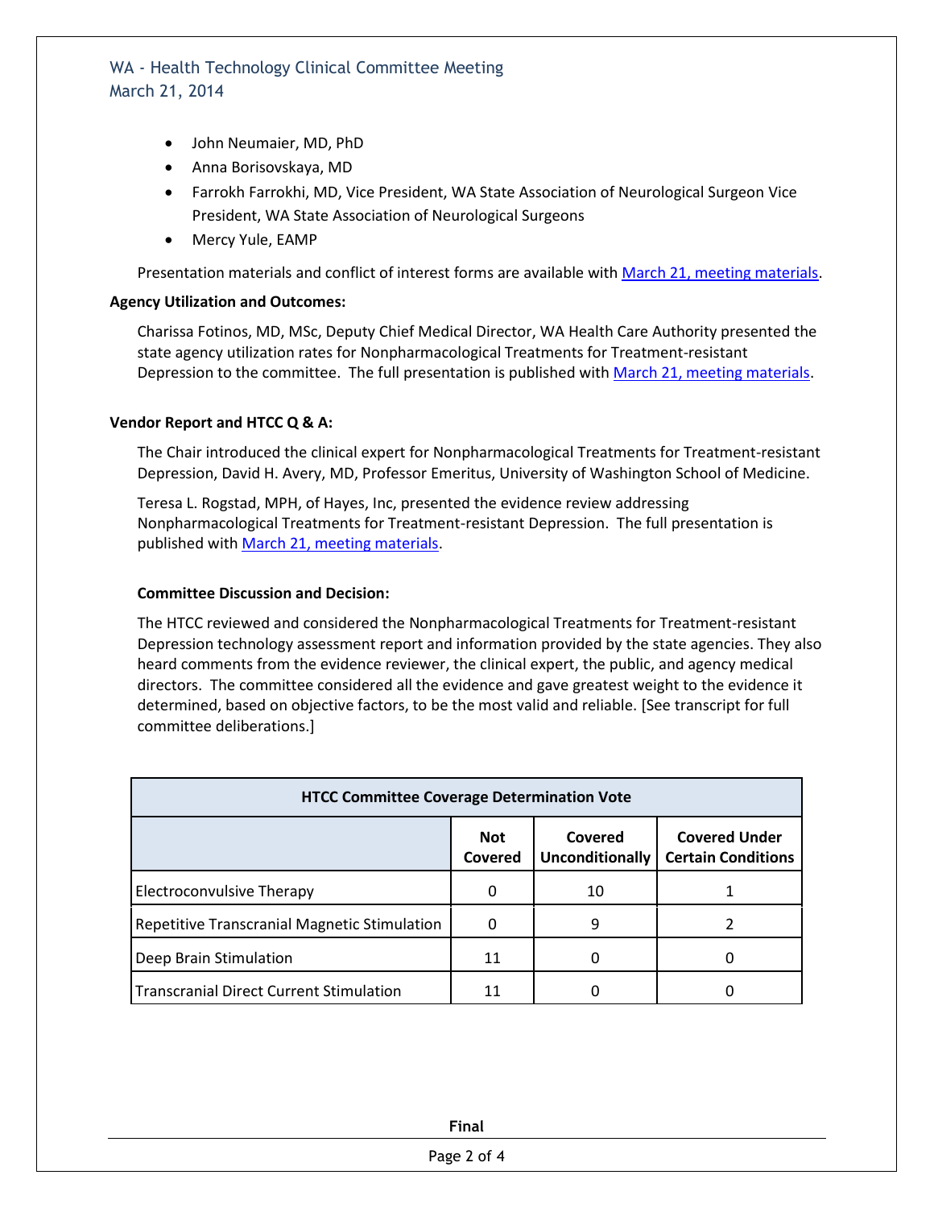- John Neumaier, MD, PhD
- Anna Borisovskaya, MD
- Farrokh Farrokhi, MD, Vice President, WA State Association of Neurological Surgeon Vice President, WA State Association of Neurological Surgeons
- Mercy Yule, EAMP

Presentation materials and conflict of interest forms are available with March 21, meeting materials.

**Agency Utilization and Outcomes:**

Charissa Fotinos, MD, MSc, Deputy Chief Medical Director, WA Health Care Authority presented the state agency utilization rates for Nonpharmacological Treatments for Treatment-resistant Depression to the committee. The full presentation is published with March 21, meeting materials.

**Vendor Report and HTCC Q & A:**

The Chair introduced the clinical expert for Nonpharmacological Treatments for Treatment-resistant Depression, David H. Avery, MD, Professor Emeritus, University of Washington School of Medicine.

Teresa L. Rogstad, MPH, of Hayes, Inc, presented the evidence review addressing Nonpharmacological Treatments for Treatment-resistant Depression. The full presentation is published with March 21, meeting materials.

**Committee Discussion and Decision:**

The HTCC reviewed and considered the Nonpharmacological Treatments for Treatment-resistant Depression technology assessment report and information provided by the state agencies. They also heard comments from the evidence reviewer, the clinical expert, the public, and agency medical directors. The committee considered all the evidence and gave greatest weight to the evidence it determined, based on objective factors, to be the most valid and reliable. [See transcript for full committee deliberations.]

| HTCC Committee Coverage Determination Vote | | | |
|---|---|---|---|
| | **Not Covered** | **Covered Unconditionally** | **Covered Under Certain Conditions** |
| Electroconvulsive Therapy | 0 | 10 | 1 |
| Repetitive Transcranial Magnetic Stimulation | 0 | 9 | 2 |
| Deep Brain Stimulation | 11 | 0 | 0 |
| Transcranial Direct Current Stimulation | 11 | 0 | 0 |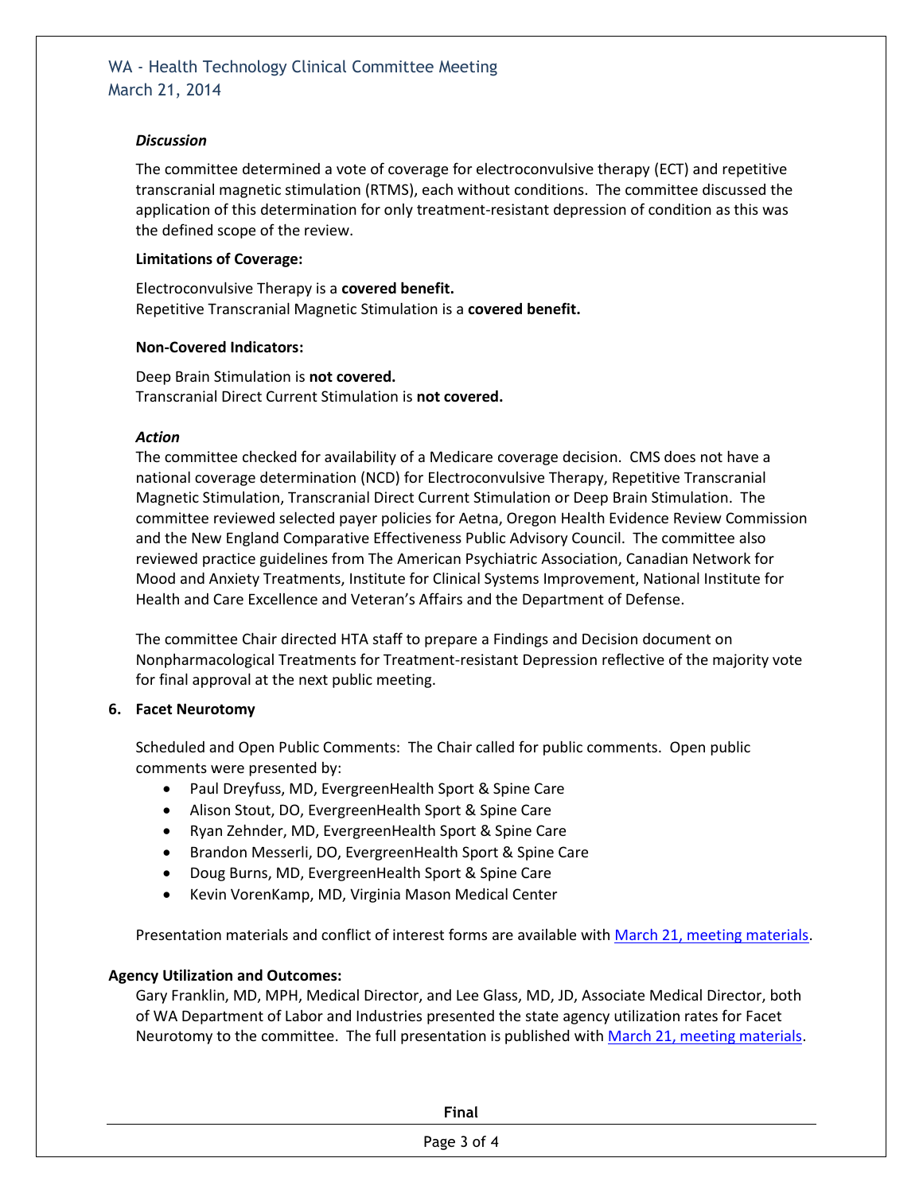***Discussion***

The committee determined a vote of coverage for electroconvulsive therapy (ECT) and repetitive transcranial magnetic stimulation (RTMS), each without conditions. The committee discussed the application of this determination for only treatment-resistant depression of condition as this was the defined scope of the review.

**Limitations of Coverage:**

Electroconvulsive Therapy is a **covered benefit.**
Repetitive Transcranial Magnetic Stimulation is a **covered benefit.**

**Non-Covered Indicators:**

Deep Brain Stimulation is **not covered.**
Transcranial Direct Current Stimulation is **not covered.**

***Action***

The committee checked for availability of a Medicare coverage decision. CMS does not have a national coverage determination (NCD) for Electroconvulsive Therapy, Repetitive Transcranial Magnetic Stimulation, Transcranial Direct Current Stimulation or Deep Brain Stimulation. The committee reviewed selected payer policies for Aetna, Oregon Health Evidence Review Commission and the New England Comparative Effectiveness Public Advisory Council. The committee also reviewed practice guidelines from The American Psychiatric Association, Canadian Network for Mood and Anxiety Treatments, Institute for Clinical Systems Improvement, National Institute for Health and Care Excellence and Veteran's Affairs and the Department of Defense.

The committee Chair directed HTA staff to prepare a Findings and Decision document on Nonpharmacological Treatments for Treatment-resistant Depression reflective of the majority vote for final approval at the next public meeting.

**6. Facet Neurotomy**

Scheduled and Open Public Comments: The Chair called for public comments. Open public comments were presented by:

- Paul Dreyfuss, MD, EvergreenHealth Sport & Spine Care
- Alison Stout, DO, EvergreenHealth Sport & Spine Care
- Ryan Zehnder, MD, EvergreenHealth Sport & Spine Care
- Brandon Messerli, DO, EvergreenHealth Sport & Spine Care
- Doug Burns, MD, EvergreenHealth Sport & Spine Care
- Kevin VorenKamp, MD, Virginia Mason Medical Center

Presentation materials and conflict of interest forms are available with March 21, meeting materials.

**Agency Utilization and Outcomes:**

Gary Franklin, MD, MPH, Medical Director, and Lee Glass, MD, JD, Associate Medical Director, both of WA Department of Labor and Industries presented the state agency utilization rates for Facet Neurotomy to the committee. The full presentation is published with March 21, meeting materials.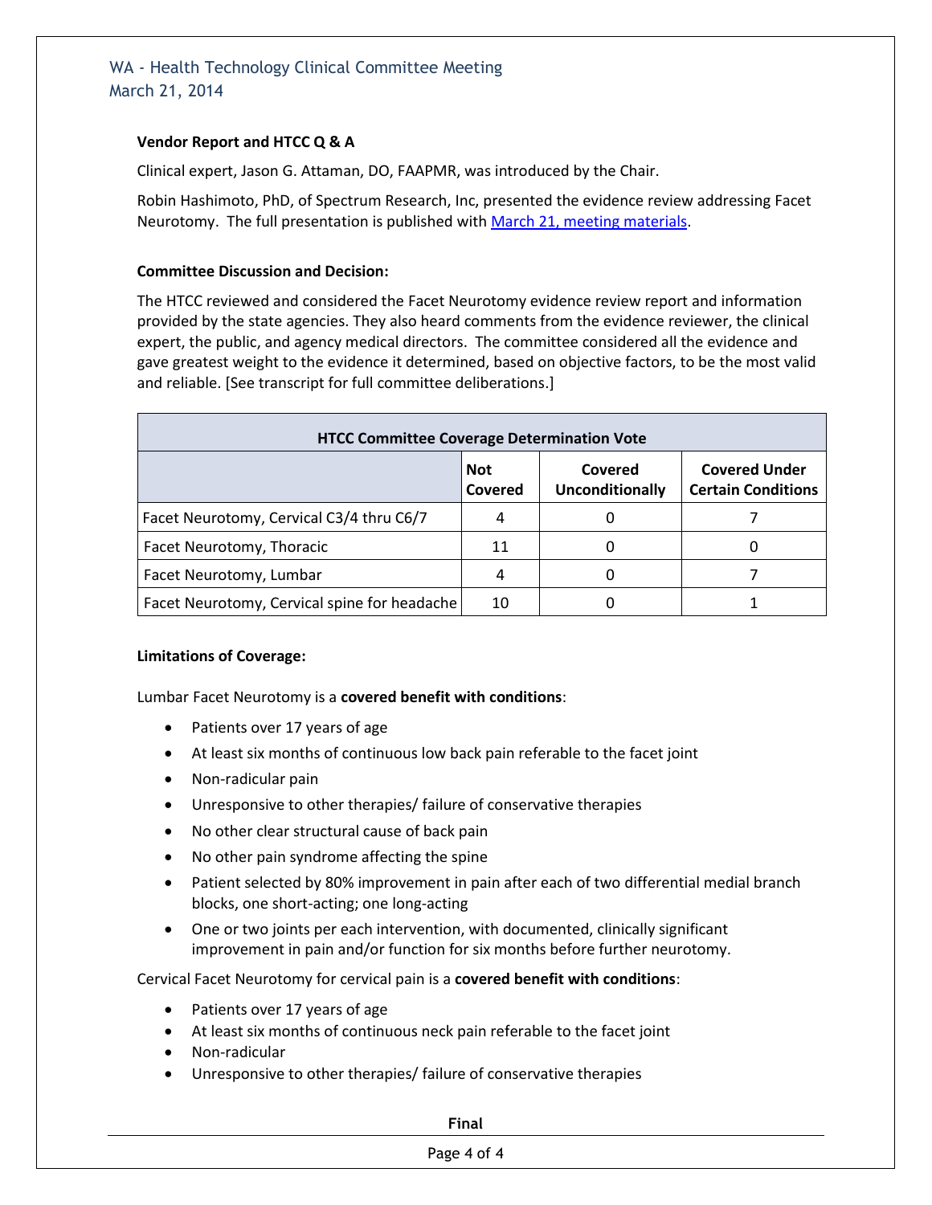### Vendor Report and HTCC Q & A

Clinical expert, Jason G. Attaman, DO, FAAPMR, was introduced by the Chair.

Robin Hashimoto, PhD, of Spectrum Research, Inc, presented the evidence review addressing Facet Neurotomy. The full presentation is published with March 21, meeting materials.

### Committee Discussion and Decision:

The HTCC reviewed and considered the Facet Neurotomy evidence review report and information provided by the state agencies. They also heard comments from the evidence reviewer, the clinical expert, the public, and agency medical directors. The committee considered all the evidence and gave greatest weight to the evidence it determined, based on objective factors, to be the most valid and reliable. [See transcript for full committee deliberations.]

| HTCC Committee Coverage Determination Vote | | | |
|---|---|---|---|
| | Not Covered | Covered Unconditionally | Covered Under Certain Conditions |
| Facet Neurotomy, Cervical C3/4 thru C6/7 | 4 | 0 | 7 |
| Facet Neurotomy, Thoracic | 11 | 0 | 0 |
| Facet Neurotomy, Lumbar | 4 | 0 | 7 |
| Facet Neurotomy, Cervical spine for headache | 10 | 0 | 1 |

### Limitations of Coverage:

Lumbar Facet Neurotomy is a **covered benefit with conditions**:

- Patients over 17 years of age
- At least six months of continuous low back pain referable to the facet joint
- Non-radicular pain
- Unresponsive to other therapies/ failure of conservative therapies
- No other clear structural cause of back pain
- No other pain syndrome affecting the spine
- Patient selected by 80% improvement in pain after each of two differential medial branch blocks, one short-acting; one long-acting
- One or two joints per each intervention, with documented, clinically significant improvement in pain and/or function for six months before further neurotomy.

Cervical Facet Neurotomy for cervical pain is a **covered benefit with conditions**:

- Patients over 17 years of age
- At least six months of continuous neck pain referable to the facet joint
- Non-radicular
- Unresponsive to other therapies/ failure of conservative therapies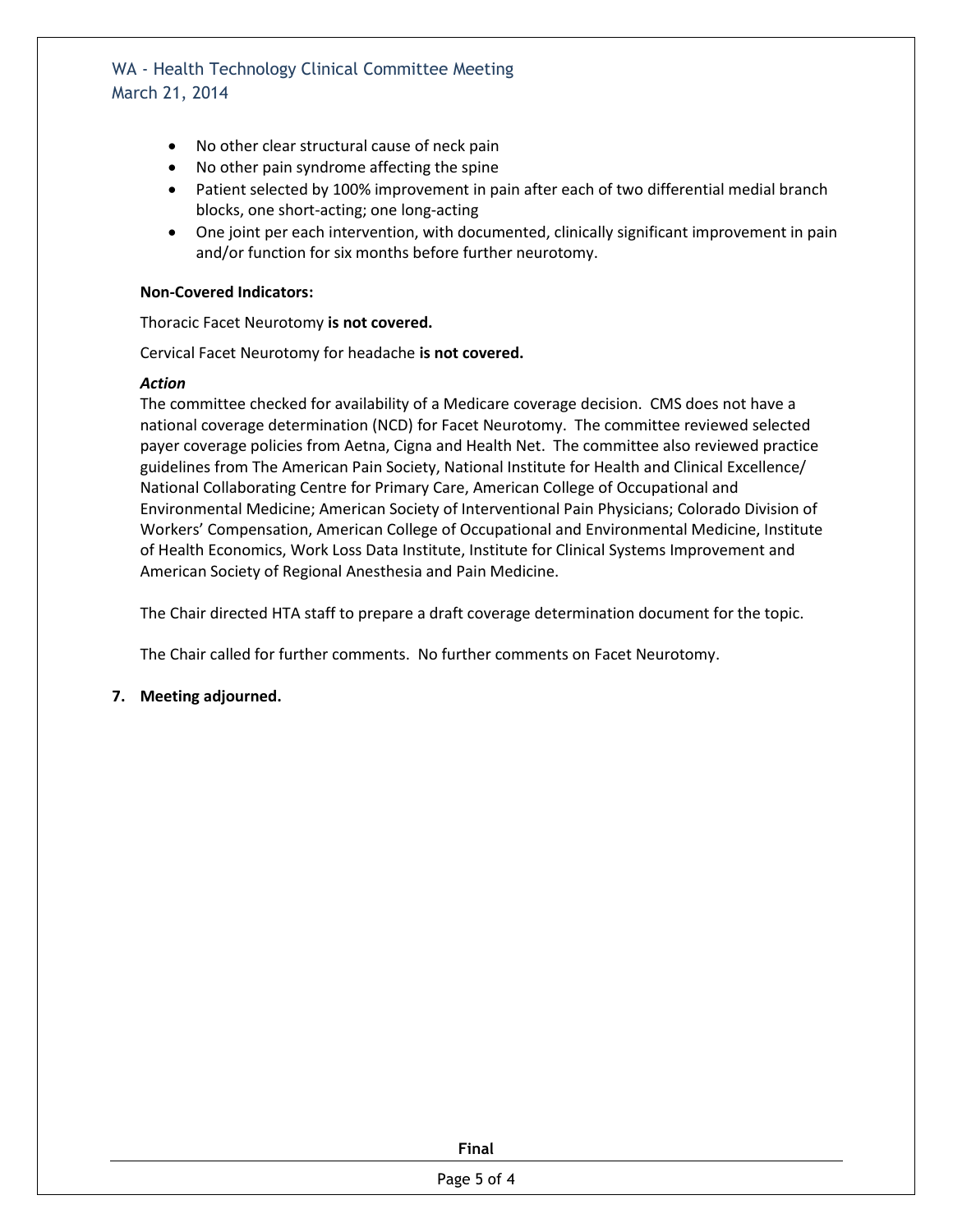- No other clear structural cause of neck pain
- No other pain syndrome affecting the spine
- Patient selected by 100% improvement in pain after each of two differential medial branch blocks, one short-acting; one long-acting
- One joint per each intervention, with documented, clinically significant improvement in pain and/or function for six months before further neurotomy.

**Non-Covered Indicators:**

Thoracic Facet Neurotomy **is not covered.**

Cervical Facet Neurotomy for headache **is not covered.**

***Action***

The committee checked for availability of a Medicare coverage decision. CMS does not have a national coverage determination (NCD) for Facet Neurotomy. The committee reviewed selected payer coverage policies from Aetna, Cigna and Health Net. The committee also reviewed practice guidelines from The American Pain Society, National Institute for Health and Clinical Excellence/ National Collaborating Centre for Primary Care, American College of Occupational and Environmental Medicine; American Society of Interventional Pain Physicians; Colorado Division of Workers' Compensation, American College of Occupational and Environmental Medicine, Institute of Health Economics, Work Loss Data Institute, Institute for Clinical Systems Improvement and American Society of Regional Anesthesia and Pain Medicine.

The Chair directed HTA staff to prepare a draft coverage determination document for the topic.

The Chair called for further comments. No further comments on Facet Neurotomy.

**7. Meeting adjourned.**